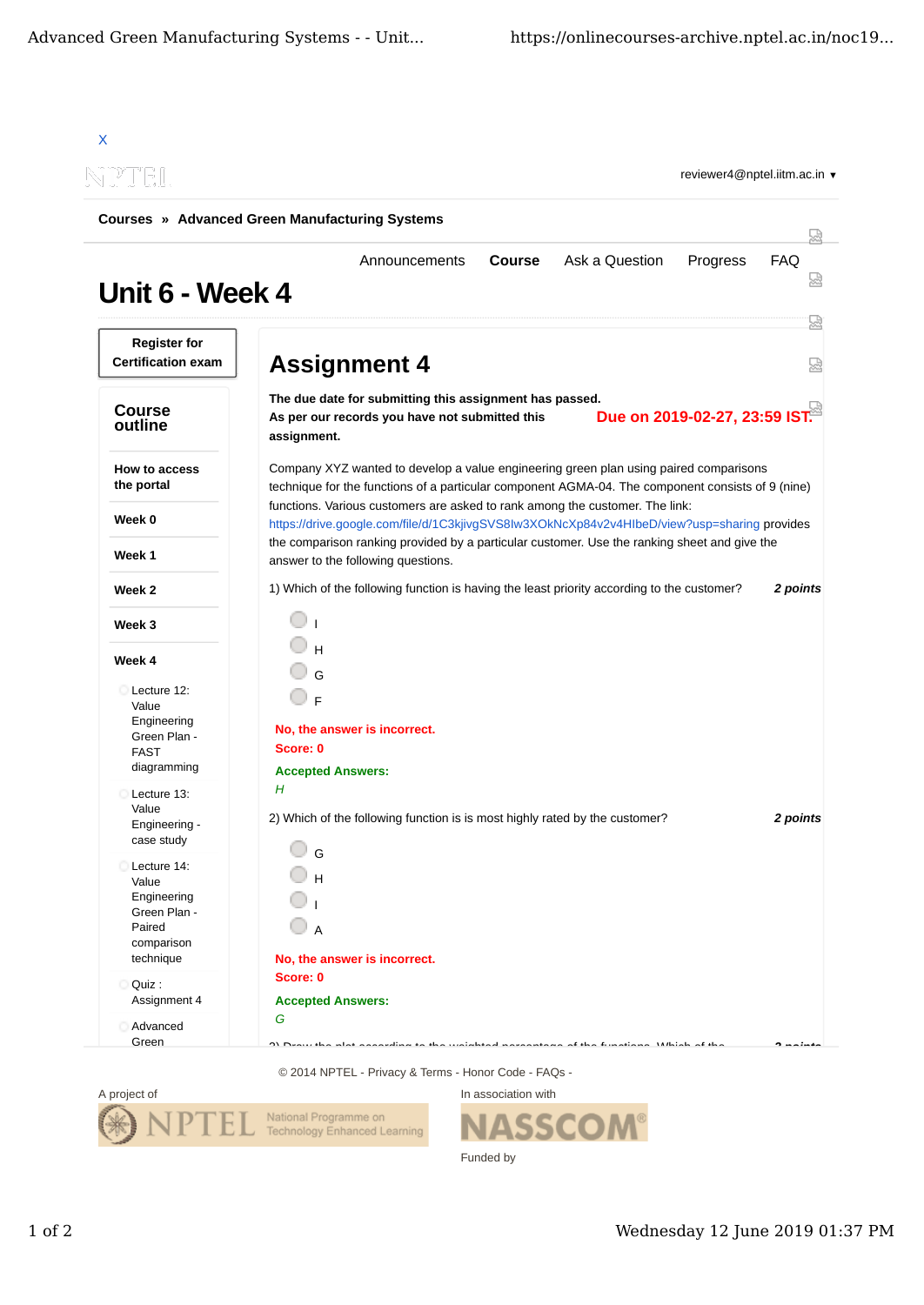X

reviewer4@nptel.iitm.ac.in ▼

**Courses » Advanced Green Manufacturing Systems**

Announcements | **Course** | Ask a Question | Progress | FAQ

# Unit 6 - Week 4

**Register for Certification exam**

## Course outline

- **How to access the portal**
- **Week 0**
- **Week 1**
- **Week 2**
- **Week 3**
- **Week 4**
  - Lecture 12: Value Engineering Green Plan - FAST diagramming
  - Lecture 13: Value Engineering - case study
  - Lecture 14: Value Engineering Green Plan - Paired comparison technique
  - Quiz : Assignment 4
  - Advanced Green

## Assignment 4

**The due date for submitting this assignment has passed.**
**As per our records you have not submitted this assignment.**

**Due on 2019-02-27, 23:59 IST.**

Company XYZ wanted to develop a value engineering green plan using paired comparisons technique for the functions of a particular component AGMA-04. The component consists of 9 (nine) functions. Various customers are asked to rank among the customer. The link: https://drive.google.com/file/d/1C3kjivgSVS8Iw3XOkNcXp84v2v4HIbeD/view?usp=sharing provides the comparison ranking provided by a particular customer. Use the ranking sheet and give the answer to the following questions.

1) Which of the following function is having the least priority according to the customer? ***2 points***

- I
- H
- G
- F

**No, the answer is incorrect.**
**Score: 0**

**Accepted Answers:**
*H*

2) Which of the following function is is most highly rated by the customer? ***2 points***

- G
- H
- I
- A

**No, the answer is incorrect.**
**Score: 0**

**Accepted Answers:**
*G*

© 2014 NPTEL - Privacy & Terms - Honor Code - FAQs -

A project of

In association with

Funded by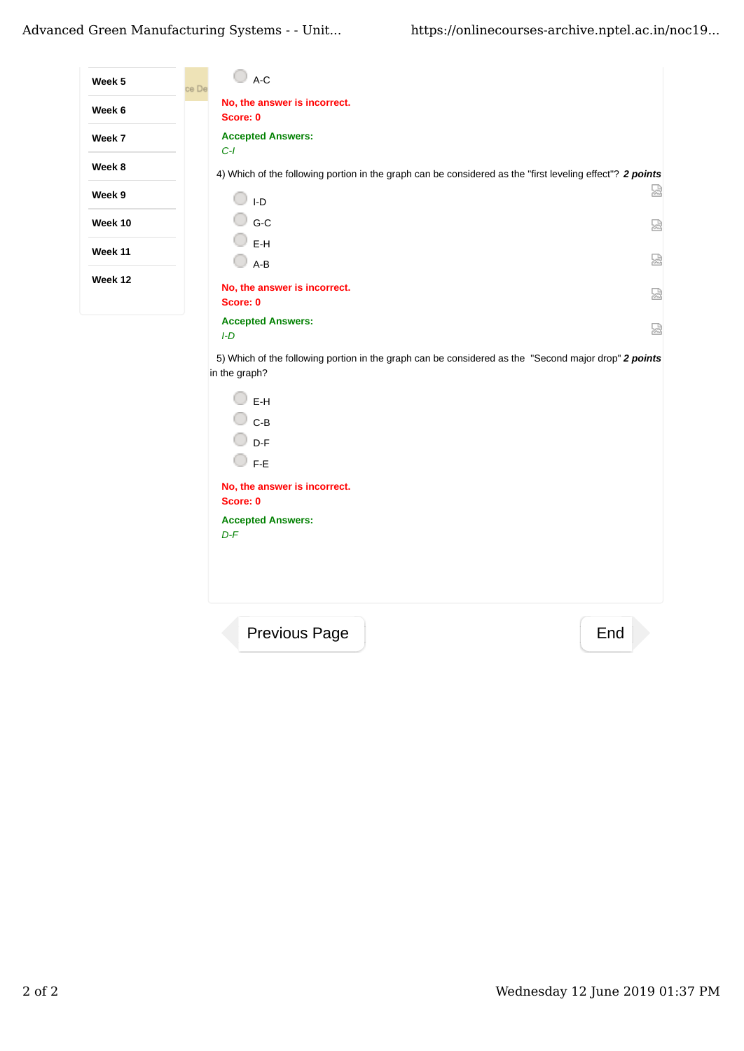- Week 5
- Week 6
- Week 7
- Week 8
- Week 9
- Week 10
- Week 11
- Week 12

- A-C

**No, the answer is incorrect.**
**Score: 0**

**Accepted Answers:**
*C-I*

4) Which of the following portion in the graph can be considered as the "first leveling effect"? ***2 points***

- I-D
- G-C
- E-H
- A-B

**No, the answer is incorrect.**
**Score: 0**

**Accepted Answers:**
*I-D*

5) Which of the following portion in the graph can be considered as the "Second major drop" in the graph? ***2 points***

- E-H
- C-B
- D-F
- F-E

**No, the answer is incorrect.**
**Score: 0**

**Accepted Answers:**
*D-F*

Previous Page

End